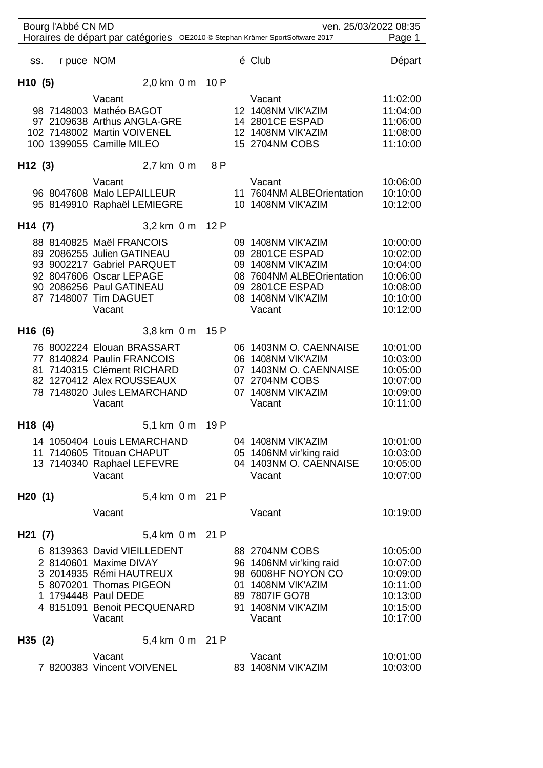Bourg l'Abbé CN MD — ven. 25/03/2022 08:35

Horaires de départ par catégories

| ss. | r puce | NOM | é | Club | Départ |
|---|---|---|---|---|---|
| **H10 (5)** | | **2,0 km 0 m 10 P** | | | |
| | | Vacant | | Vacant | 11:02:00 |
| 98 | 7148003 | Mathéo BAGOT | 12 | 1408NM VIK'AZIM | 11:04:00 |
| 97 | 2109638 | Arthus ANGLA-GRE | 14 | 2801CE ESPAD | 11:06:00 |
| 102 | 7148002 | Martin VOIVENEL | 12 | 1408NM VIK'AZIM | 11:08:00 |
| 100 | 1399055 | Camille MILEO | 15 | 2704NM COBS | 11:10:00 |
| **H12 (3)** | | **2,7 km 0 m 8 P** | | | |
| | | Vacant | | Vacant | 10:06:00 |
| 96 | 8047608 | Malo LEPAILLEUR | 11 | 7604NM ALBEOrientation | 10:10:00 |
| 95 | 8149910 | Raphaël LEMIEGRE | 10 | 1408NM VIK'AZIM | 10:12:00 |
| **H14 (7)** | | **3,2 km 0 m 12 P** | | | |
| 88 | 8140825 | Maël FRANCOIS | 09 | 1408NM VIK'AZIM | 10:00:00 |
| 89 | 2086255 | Julien GATINEAU | 09 | 2801CE ESPAD | 10:02:00 |
| 93 | 9002217 | Gabriel PARQUET | 09 | 1408NM VIK'AZIM | 10:04:00 |
| 92 | 8047606 | Oscar LEPAGE | 08 | 7604NM ALBEOrientation | 10:06:00 |
| 90 | 2086256 | Paul GATINEAU | 09 | 2801CE ESPAD | 10:08:00 |
| 87 | 7148007 | Tim DAGUET | 08 | 1408NM VIK'AZIM | 10:10:00 |
| | | Vacant | | Vacant | 10:12:00 |
| **H16 (6)** | | **3,8 km 0 m 15 P** | | | |
| 76 | 8002224 | Elouan BRASSART | 06 | 1403NM O. CAENNAISE | 10:01:00 |
| 77 | 8140824 | Paulin FRANCOIS | 06 | 1408NM VIK'AZIM | 10:03:00 |
| 81 | 7140315 | Clément RICHARD | 07 | 1403NM O. CAENNAISE | 10:05:00 |
| 82 | 1270412 | Alex ROUSSEAUX | 07 | 2704NM COBS | 10:07:00 |
| 78 | 7148020 | Jules LEMARCHAND | 07 | 1408NM VIK'AZIM | 10:09:00 |
| | | Vacant | | Vacant | 10:11:00 |
| **H18 (4)** | | **5,1 km 0 m 19 P** | | | |
| 14 | 1050404 | Louis LEMARCHAND | 04 | 1408NM VIK'AZIM | 10:01:00 |
| 11 | 7140605 | Titouan CHAPUT | 05 | 1406NM vir'king raid | 10:03:00 |
| 13 | 7140340 | Raphael LEFEVRE | 04 | 1403NM O. CAENNAISE | 10:05:00 |
| | | Vacant | | Vacant | 10:07:00 |
| **H20 (1)** | | **5,4 km 0 m 21 P** | | | |
| | | Vacant | | Vacant | 10:19:00 |
| **H21 (7)** | | **5,4 km 0 m 21 P** | | | |
| 6 | 8139363 | David VIEILLEDENT | 88 | 2704NM COBS | 10:05:00 |
| 2 | 8140601 | Maxime DIVAY | 96 | 1406NM vir'king raid | 10:07:00 |
| 3 | 2014935 | Rémi HAUTREUX | 98 | 6008HF NOYON CO | 10:09:00 |
| 5 | 8070201 | Thomas PIGEON | 01 | 1408NM VIK'AZIM | 10:11:00 |
| 1 | 1794448 | Paul DEDE | 89 | 7807IF GO78 | 10:13:00 |
| 4 | 8151091 | Benoit PECQUENARD | 91 | 1408NM VIK'AZIM | 10:15:00 |
| | | Vacant | | Vacant | 10:17:00 |
| **H35 (2)** | | **5,4 km 0 m 21 P** | | | |
| | | Vacant | | Vacant | 10:01:00 |
| 7 | 8200383 | Vincent VOIVENEL | 83 | 1408NM VIK'AZIM | 10:03:00 |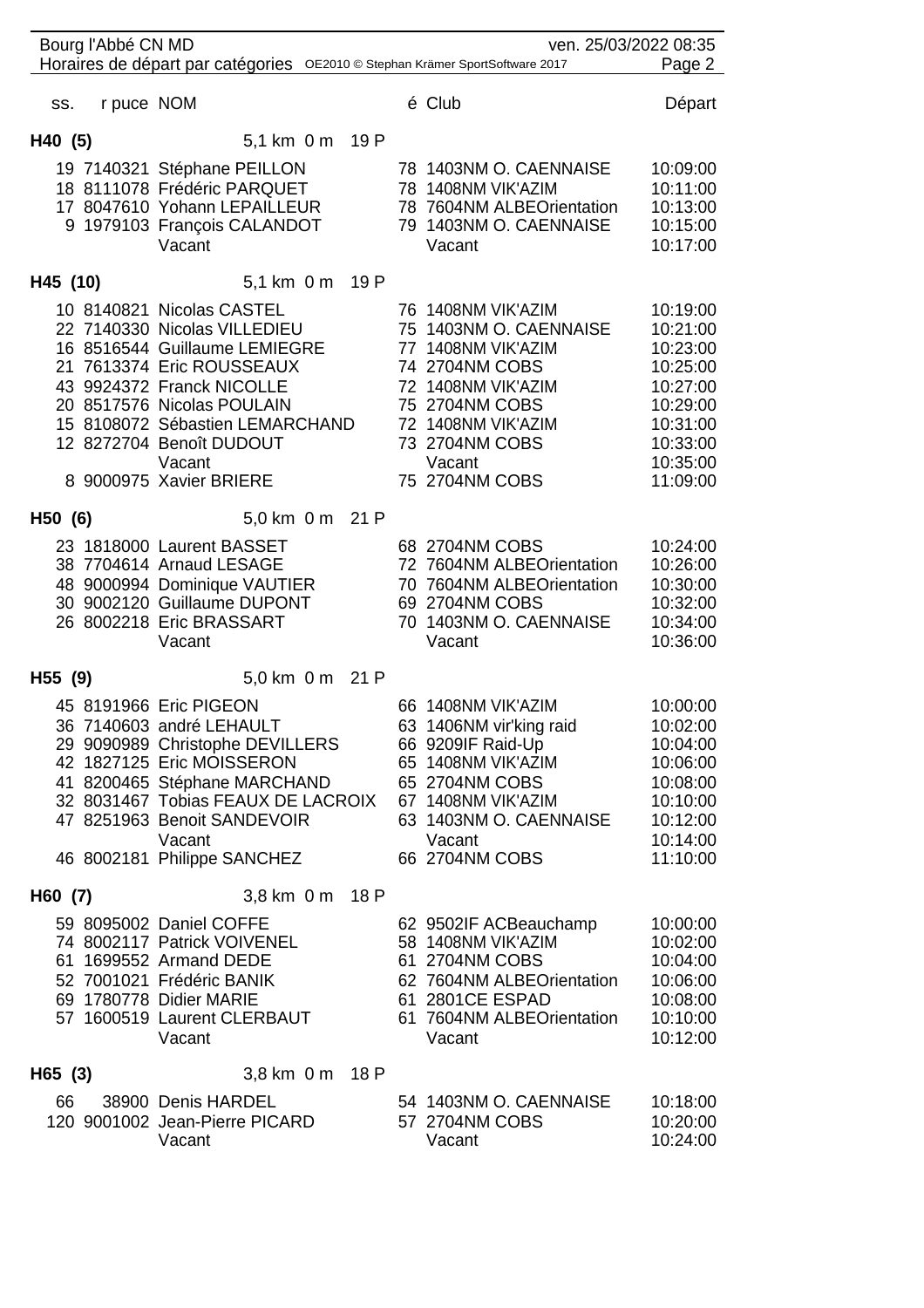| ss. | r puce | NOM | é | Club | Départ |
|---|---|---|---|---|---|
| **H40 (5)** | | 5,1 km 0 m 19 P | | | |
| 19 | 7140321 | Stéphane PEILLON | 78 | 1403NM O. CAENNAISE | 10:09:00 |
| 18 | 8111078 | Frédéric PARQUET | 78 | 1408NM VIK'AZIM | 10:11:00 |
| 17 | 8047610 | Yohann LEPAILLEUR | 78 | 7604NM ALBEOrientation | 10:13:00 |
| 9 | 1979103 | François CALANDOT | 79 | 1403NM O. CAENNAISE | 10:15:00 |
| | | Vacant | | Vacant | 10:17:00 |
| **H45 (10)** | | 5,1 km 0 m 19 P | | | |
| 10 | 8140821 | Nicolas CASTEL | 76 | 1408NM VIK'AZIM | 10:19:00 |
| 22 | 7140330 | Nicolas VILLEDIEU | 75 | 1403NM O. CAENNAISE | 10:21:00 |
| 16 | 8516544 | Guillaume LEMIEGRE | 77 | 1408NM VIK'AZIM | 10:23:00 |
| 21 | 7613374 | Eric ROUSSEAUX | 74 | 2704NM COBS | 10:25:00 |
| 43 | 9924372 | Franck NICOLLE | 72 | 1408NM VIK'AZIM | 10:27:00 |
| 20 | 8517576 | Nicolas POULAIN | 75 | 2704NM COBS | 10:29:00 |
| 15 | 8108072 | Sébastien LEMARCHAND | 72 | 1408NM VIK'AZIM | 10:31:00 |
| 12 | 8272704 | Benoît DUDOUT | 73 | 2704NM COBS | 10:33:00 |
| | | Vacant | | Vacant | 10:35:00 |
| 8 | 9000975 | Xavier BRIERE | 75 | 2704NM COBS | 11:09:00 |
| **H50 (6)** | | 5,0 km 0 m 21 P | | | |
| 23 | 1818000 | Laurent BASSET | 68 | 2704NM COBS | 10:24:00 |
| 38 | 7704614 | Arnaud LESAGE | 72 | 7604NM ALBEOrientation | 10:26:00 |
| 48 | 9000994 | Dominique VAUTIER | 70 | 7604NM ALBEOrientation | 10:30:00 |
| 30 | 9002120 | Guillaume DUPONT | 69 | 2704NM COBS | 10:32:00 |
| 26 | 8002218 | Eric BRASSART | 70 | 1403NM O. CAENNAISE | 10:34:00 |
| | | Vacant | | Vacant | 10:36:00 |
| **H55 (9)** | | 5,0 km 0 m 21 P | | | |
| 45 | 8191966 | Eric PIGEON | 66 | 1408NM VIK'AZIM | 10:00:00 |
| 36 | 7140603 | andré LEHAULT | 63 | 1406NM vir'king raid | 10:02:00 |
| 29 | 9090989 | Christophe DEVILLERS | 66 | 9209IF Raid-Up | 10:04:00 |
| 42 | 1827125 | Eric MOISSERON | 65 | 1408NM VIK'AZIM | 10:06:00 |
| 41 | 8200465 | Stéphane MARCHAND | 65 | 2704NM COBS | 10:08:00 |
| 32 | 8031467 | Tobias FEAUX DE LACROIX | 67 | 1408NM VIK'AZIM | 10:10:00 |
| 47 | 8251963 | Benoit SANDEVOIR | 63 | 1403NM O. CAENNAISE | 10:12:00 |
| | | Vacant | | Vacant | 10:14:00 |
| 46 | 8002181 | Philippe SANCHEZ | 66 | 2704NM COBS | 11:10:00 |
| **H60 (7)** | | 3,8 km 0 m 18 P | | | |
| 59 | 8095002 | Daniel COFFE | 62 | 9502IF ACBeauchamp | 10:00:00 |
| 74 | 8002117 | Patrick VOIVENEL | 58 | 1408NM VIK'AZIM | 10:02:00 |
| 61 | 1699552 | Armand DEDE | 61 | 2704NM COBS | 10:04:00 |
| 52 | 7001021 | Frédéric BANIK | 62 | 7604NM ALBEOrientation | 10:06:00 |
| 69 | 1780778 | Didier MARIE | 61 | 2801CE ESPAD | 10:08:00 |
| 57 | 1600519 | Laurent CLERBAUT | 61 | 7604NM ALBEOrientation | 10:10:00 |
| | | Vacant | | Vacant | 10:12:00 |
| **H65 (3)** | | 3,8 km 0 m 18 P | | | |
| 66 | 38900 | Denis HARDEL | 54 | 1403NM O. CAENNAISE | 10:18:00 |
| 120 | 9001002 | Jean-Pierre PICARD | 57 | 2704NM COBS | 10:20:00 |
| | | Vacant | | Vacant | 10:24:00 |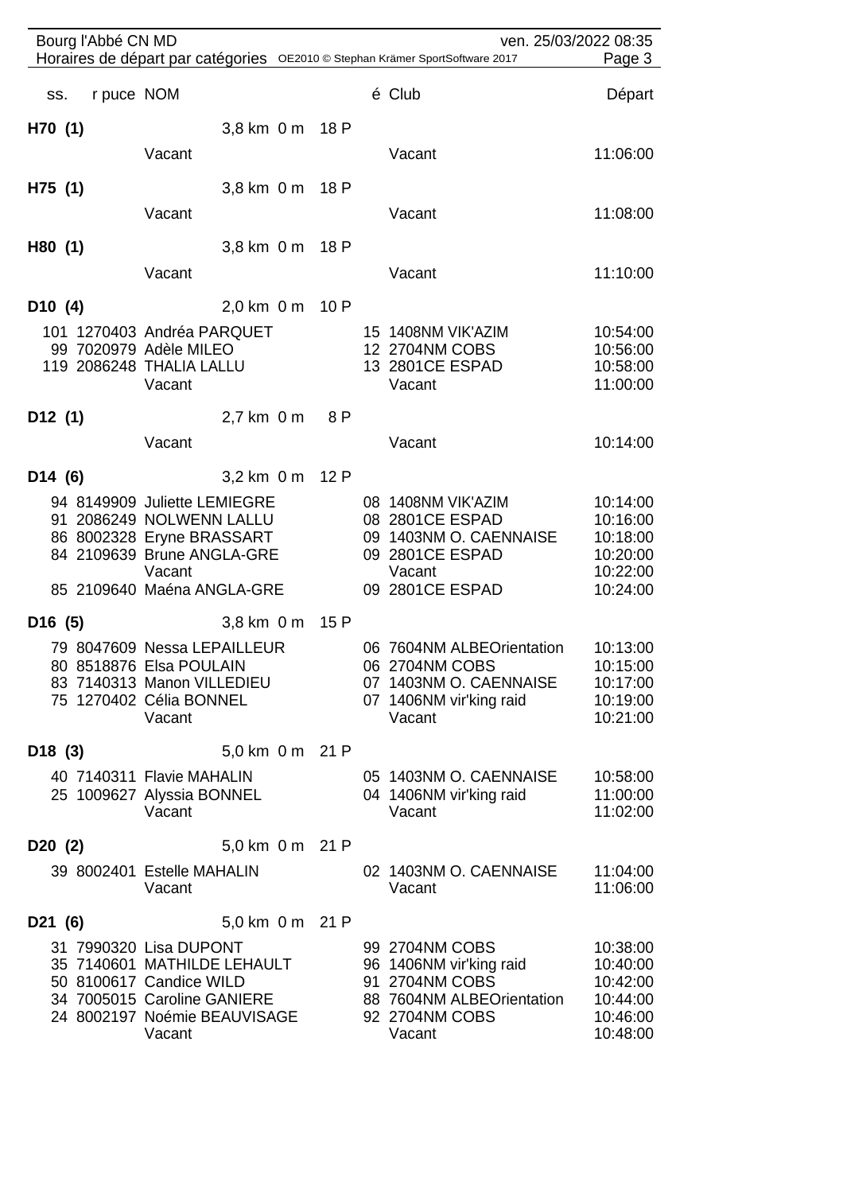| ss. | r puce | NOM | é | Club | Départ |
|---|---|---|---|---|---|
| **H70 (1)** | | 3,8 km 0 m 18 P | | | |
| | | Vacant | | Vacant | 11:06:00 |
| **H75 (1)** | | 3,8 km 0 m 18 P | | | |
| | | Vacant | | Vacant | 11:08:00 |
| **H80 (1)** | | 3,8 km 0 m 18 P | | | |
| | | Vacant | | Vacant | 11:10:00 |
| **D10 (4)** | | 2,0 km 0 m 10 P | | | |
| 101 | 1270403 | Andréa PARQUET | 15 | 1408NM VIK'AZIM | 10:54:00 |
| 99 | 7020979 | Adèle MILEO | 12 | 2704NM COBS | 10:56:00 |
| 119 | 2086248 | THALIA LALLU | 13 | 2801CE ESPAD | 10:58:00 |
| | | Vacant | | Vacant | 11:00:00 |
| **D12 (1)** | | 2,7 km 0 m 8 P | | | |
| | | Vacant | | Vacant | 10:14:00 |
| **D14 (6)** | | 3,2 km 0 m 12 P | | | |
| 94 | 8149909 | Juliette LEMIEGRE | 08 | 1408NM VIK'AZIM | 10:14:00 |
| 91 | 2086249 | NOLWENN LALLU | 08 | 2801CE ESPAD | 10:16:00 |
| 86 | 8002328 | Eryne BRASSART | 09 | 1403NM O. CAENNAISE | 10:18:00 |
| 84 | 2109639 | Brune ANGLA-GRE | 09 | 2801CE ESPAD | 10:20:00 |
| | | Vacant | | Vacant | 10:22:00 |
| 85 | 2109640 | Maéna ANGLA-GRE | 09 | 2801CE ESPAD | 10:24:00 |
| **D16 (5)** | | 3,8 km 0 m 15 P | | | |
| 79 | 8047609 | Nessa LEPAILLEUR | 06 | 7604NM ALBEOrientation | 10:13:00 |
| 80 | 8518876 | Elsa POULAIN | 06 | 2704NM COBS | 10:15:00 |
| 83 | 7140313 | Manon VILLEDIEU | 07 | 1403NM O. CAENNAISE | 10:17:00 |
| 75 | 1270402 | Célia BONNEL | 07 | 1406NM vir'king raid | 10:19:00 |
| | | Vacant | | Vacant | 10:21:00 |
| **D18 (3)** | | 5,0 km 0 m 21 P | | | |
| 40 | 7140311 | Flavie MAHALIN | 05 | 1403NM O. CAENNAISE | 10:58:00 |
| 25 | 1009627 | Alyssia BONNEL | 04 | 1406NM vir'king raid | 11:00:00 |
| | | Vacant | | Vacant | 11:02:00 |
| **D20 (2)** | | 5,0 km 0 m 21 P | | | |
| 39 | 8002401 | Estelle MAHALIN | 02 | 1403NM O. CAENNAISE | 11:04:00 |
| | | Vacant | | Vacant | 11:06:00 |
| **D21 (6)** | | 5,0 km 0 m 21 P | | | |
| 31 | 7990320 | Lisa DUPONT | 99 | 2704NM COBS | 10:38:00 |
| 35 | 7140601 | MATHILDE LEHAULT | 96 | 1406NM vir'king raid | 10:40:00 |
| 50 | 8100617 | Candice WILD | 91 | 2704NM COBS | 10:42:00 |
| 34 | 7005015 | Caroline GANIERE | 88 | 7604NM ALBEOrientation | 10:44:00 |
| 24 | 8002197 | Noémie BEAUVISAGE | 92 | 2704NM COBS | 10:46:00 |
| | | Vacant | | Vacant | 10:48:00 |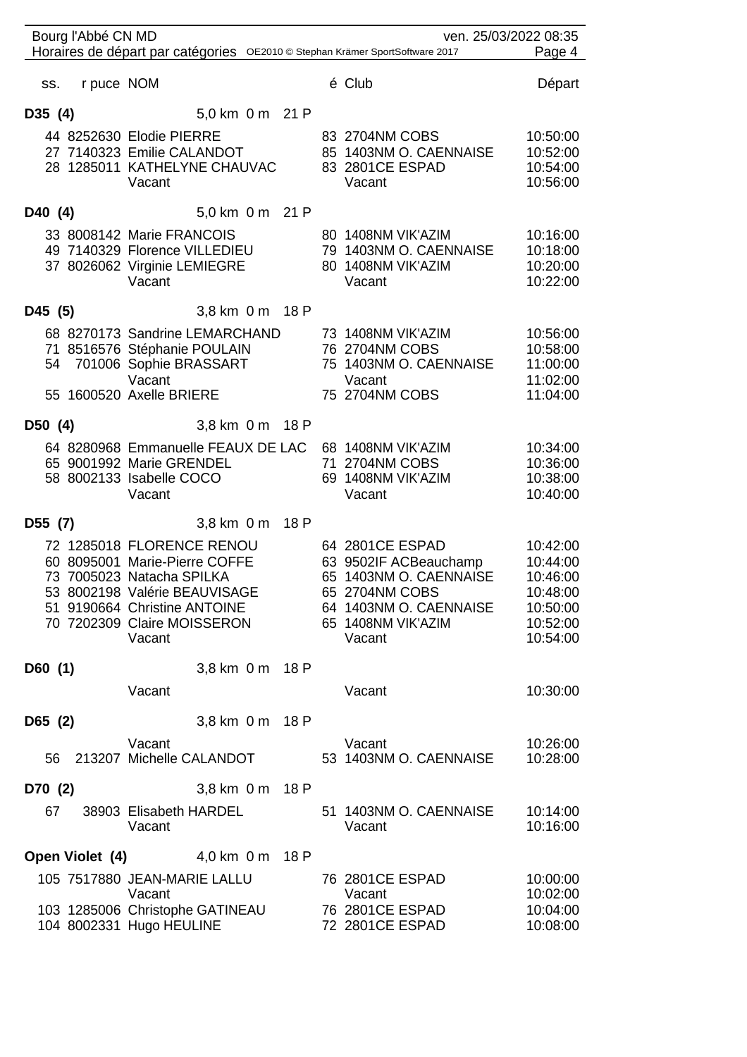Bourg l'Abbé CN MD — ven. 25/03/2022 08:35

Horaires de départ par catégories

| ss. | r puce | NOM | é | Club | Départ |
|---|---|---|---|---|---|
| **D35 (4)** | | **5,0 km 0 m 21 P** | | | |
| 44 | 8252630 | Elodie PIERRE | 83 | 2704NM COBS | 10:50:00 |
| 27 | 7140323 | Emilie CALANDOT | 85 | 1403NM O. CAENNAISE | 10:52:00 |
| 28 | 1285011 | KATHELYNE CHAUVAC | 83 | 2801CE ESPAD | 10:54:00 |
| | | Vacant | | Vacant | 10:56:00 |
| **D40 (4)** | | **5,0 km 0 m 21 P** | | | |
| 33 | 8008142 | Marie FRANCOIS | 80 | 1408NM VIK'AZIM | 10:16:00 |
| 49 | 7140329 | Florence VILLEDIEU | 79 | 1403NM O. CAENNAISE | 10:18:00 |
| 37 | 8026062 | Virginie LEMIEGRE | 80 | 1408NM VIK'AZIM | 10:20:00 |
| | | Vacant | | Vacant | 10:22:00 |
| **D45 (5)** | | **3,8 km 0 m 18 P** | | | |
| 68 | 8270173 | Sandrine LEMARCHAND | 73 | 1408NM VIK'AZIM | 10:56:00 |
| 71 | 8516576 | Stéphanie POULAIN | 76 | 2704NM COBS | 10:58:00 |
| 54 | 701006 | Sophie BRASSART | 75 | 1403NM O. CAENNAISE | 11:00:00 |
| | | Vacant | | Vacant | 11:02:00 |
| 55 | 1600520 | Axelle BRIERE | 75 | 2704NM COBS | 11:04:00 |
| **D50 (4)** | | **3,8 km 0 m 18 P** | | | |
| 64 | 8280968 | Emmanuelle FEAUX DE LAC | 68 | 1408NM VIK'AZIM | 10:34:00 |
| 65 | 9001992 | Marie GRENDEL | 71 | 2704NM COBS | 10:36:00 |
| 58 | 8002133 | Isabelle COCO | 69 | 1408NM VIK'AZIM | 10:38:00 |
| | | Vacant | | Vacant | 10:40:00 |
| **D55 (7)** | | **3,8 km 0 m 18 P** | | | |
| 72 | 1285018 | FLORENCE RENOU | 64 | 2801CE ESPAD | 10:42:00 |
| 60 | 8095001 | Marie-Pierre COFFE | 63 | 9502IF ACBeauchamp | 10:44:00 |
| 73 | 7005023 | Natacha SPILKA | 65 | 1403NM O. CAENNAISE | 10:46:00 |
| 53 | 8002198 | Valérie BEAUVISAGE | 65 | 2704NM COBS | 10:48:00 |
| 51 | 9190664 | Christine ANTOINE | 64 | 1403NM O. CAENNAISE | 10:50:00 |
| 70 | 7202309 | Claire MOISSERON | 65 | 1408NM VIK'AZIM | 10:52:00 |
| | | Vacant | | Vacant | 10:54:00 |
| **D60 (1)** | | **3,8 km 0 m 18 P** | | | |
| | | Vacant | | Vacant | 10:30:00 |
| **D65 (2)** | | **3,8 km 0 m 18 P** | | | |
| | | Vacant | | Vacant | 10:26:00 |
| 56 | 213207 | Michelle CALANDOT | 53 | 1403NM O. CAENNAISE | 10:28:00 |
| **D70 (2)** | | **3,8 km 0 m 18 P** | | | |
| 67 | 38903 | Elisabeth HARDEL | 51 | 1403NM O. CAENNAISE | 10:14:00 |
| | | Vacant | | Vacant | 10:16:00 |
| **Open Violet (4)** | | **4,0 km 0 m 18 P** | | | |
| 105 | 7517880 | JEAN-MARIE LALLU | 76 | 2801CE ESPAD | 10:00:00 |
| | | Vacant | | Vacant | 10:02:00 |
| 103 | 1285006 | Christophe GATINEAU | 76 | 2801CE ESPAD | 10:04:00 |
| 104 | 8002331 | Hugo HEULINE | 72 | 2801CE ESPAD | 10:08:00 |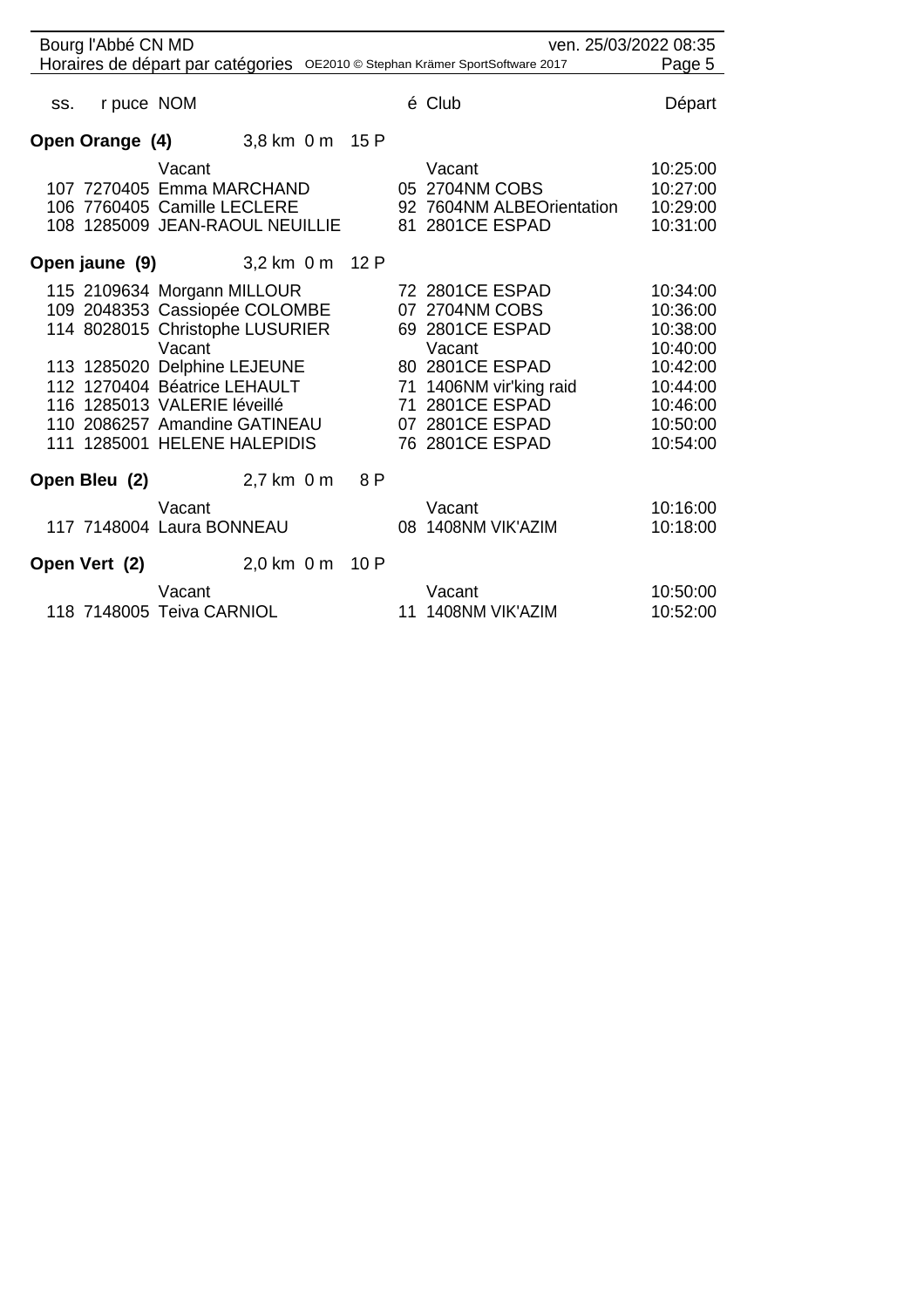| ss. | r puce | NOM | é | Club | Départ |
|---|---|---|---|---|---|
| **Open Orange (4)** | | 3,8 km 0 m 15 P | | | |
| | | Vacant | | Vacant | 10:25:00 |
| 107 | 7270405 | Emma MARCHAND | 05 | 2704NM COBS | 10:27:00 |
| 106 | 7760405 | Camille LECLERE | 92 | 7604NM ALBEOrientation | 10:29:00 |
| 108 | 1285009 | JEAN-RAOUL NEUILLIE | 81 | 2801CE ESPAD | 10:31:00 |
| **Open jaune (9)** | | 3,2 km 0 m 12 P | | | |
| 115 | 2109634 | Morgann MILLOUR | 72 | 2801CE ESPAD | 10:34:00 |
| 109 | 2048353 | Cassiopée COLOMBE | 07 | 2704NM COBS | 10:36:00 |
| 114 | 8028015 | Christophe LUSURIER | 69 | 2801CE ESPAD | 10:38:00 |
| | | Vacant | | Vacant | 10:40:00 |
| 113 | 1285020 | Delphine LEJEUNE | 80 | 2801CE ESPAD | 10:42:00 |
| 112 | 1270404 | Béatrice LEHAULT | 71 | 1406NM vir'king raid | 10:44:00 |
| 116 | 1285013 | VALERIE léveillé | 71 | 2801CE ESPAD | 10:46:00 |
| 110 | 2086257 | Amandine GATINEAU | 07 | 2801CE ESPAD | 10:50:00 |
| 111 | 1285001 | HELENE HALEPIDIS | 76 | 2801CE ESPAD | 10:54:00 |
| **Open Bleu (2)** | | 2,7 km 0 m 8 P | | | |
| | | Vacant | | Vacant | 10:16:00 |
| 117 | 7148004 | Laura BONNEAU | 08 | 1408NM VIK'AZIM | 10:18:00 |
| **Open Vert (2)** | | 2,0 km 0 m 10 P | | | |
| | | Vacant | | Vacant | 10:50:00 |
| 118 | 7148005 | Teiva CARNIOL | 11 | 1408NM VIK'AZIM | 10:52:00 |